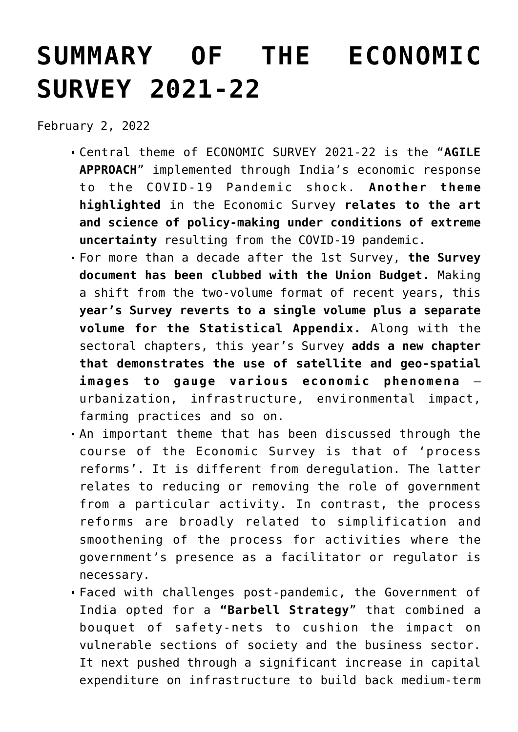# SUMMARY OF THE ECONOMIC SURVEY 2021-22

February 2, 2022

- Central theme of ECONOMIC SURVEY 2021-22 is the "**AGILE APPROACH**" implemented through India's economic response to the COVID-19 Pandemic shock. **Another theme highlighted** in the Economic Survey **relates to the art and science of policy-making under conditions of extreme uncertainty** resulting from the COVID-19 pandemic.
- For more than a decade after the 1st Survey, **the Survey document has been clubbed with the Union Budget.** Making a shift from the two-volume format of recent years, this **year's Survey reverts to a single volume plus a separate volume for the Statistical Appendix.** Along with the sectoral chapters, this year's Survey **adds a new chapter that demonstrates the use of satellite and geo-spatial images to gauge various economic phenomena** – urbanization, infrastructure, environmental impact, farming practices and so on.
- An important theme that has been discussed through the course of the Economic Survey is that of 'process reforms'. It is different from deregulation. The latter relates to reducing or removing the role of government from a particular activity. In contrast, the process reforms are broadly related to simplification and smoothening of the process for activities where the government's presence as a facilitator or regulator is necessary.
- Faced with challenges post-pandemic, the Government of India opted for a **"Barbell Strategy"** that combined a bouquet of safety-nets to cushion the impact on vulnerable sections of society and the business sector. It next pushed through a significant increase in capital expenditure on infrastructure to build back medium-term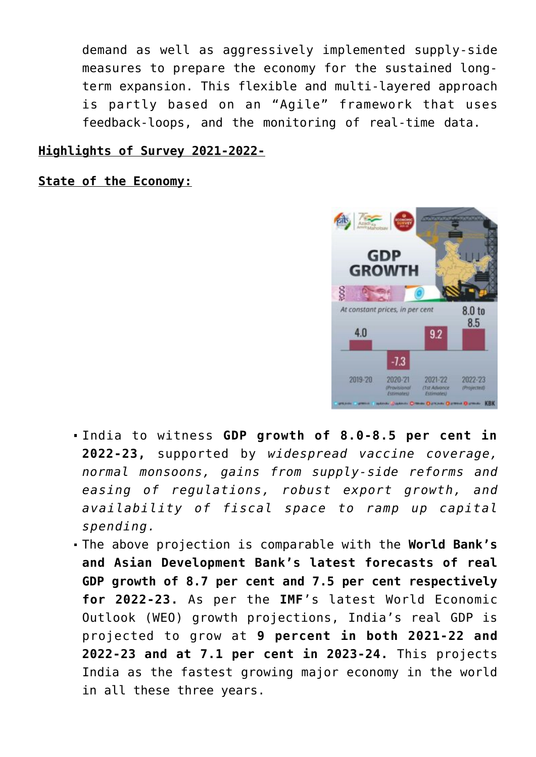demand as well as aggressively implemented supply-side measures to prepare the economy for the sustained long-term expansion. This flexible and multi-layered approach is partly based on an "Agile" framework that uses feedback-loops, and the monitoring of real-time data.

**Highlights of Survey 2021-2022-**

**State of the Economy:**

- India to witness **GDP growth of 8.0-8.5 per cent in 2022-23,** supported by *widespread vaccine coverage, normal monsoons, gains from supply-side reforms and easing of regulations, robust export growth, and availability of fiscal space to ramp up capital spending.*
- The above projection is comparable with the **World Bank's and Asian Development Bank's latest forecasts of real GDP growth of 8.7 per cent and 7.5 per cent respectively for 2022-23.** As per the **IMF**'s latest World Economic Outlook (WEO) growth projections, India's real GDP is projected to grow at **9 percent in both 2021-22 and 2022-23 and at 7.1 per cent in 2023-24.** This projects India as the fastest growing major economy in the world in all these three years.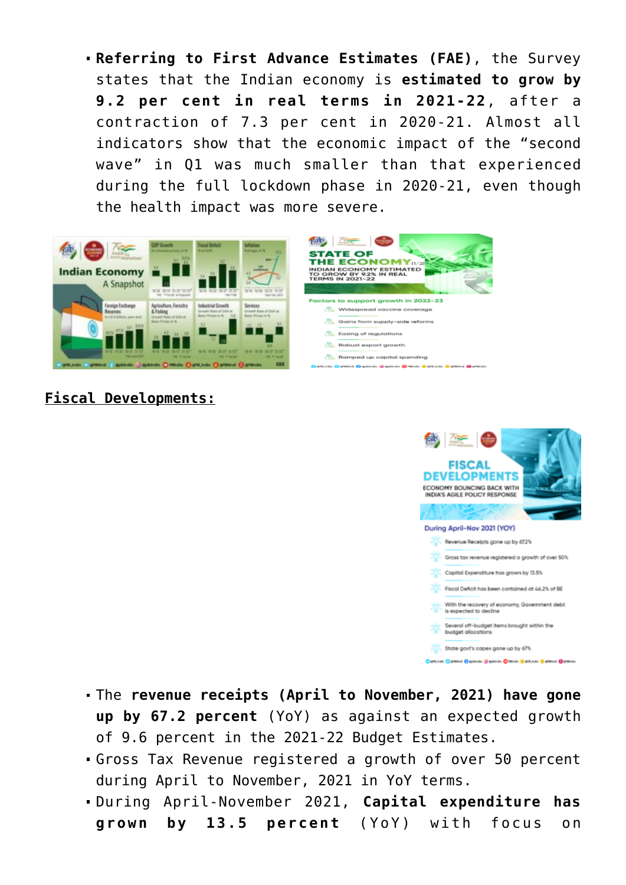- **Referring to First Advance Estimates (FAE)**, the Survey states that the Indian economy is **estimated to grow by 9.2 per cent in real terms in 2021-22**, after a contraction of 7.3 per cent in 2020-21. Almost all indicators show that the economic impact of the "second wave" in Q1 was much smaller than that experienced during the full lockdown phase in 2020-21, even though the health impact was more severe.

**Fiscal Developments:**

- The **revenue receipts (April to November, 2021) have gone up by 67.2 percent** (YoY) as against an expected growth of 9.6 percent in the 2021-22 Budget Estimates.
- Gross Tax Revenue registered a growth of over 50 percent during April to November, 2021 in YoY terms.
- During April-November 2021, **Capital expenditure has grown by 13.5 percent** (YoY) with focus on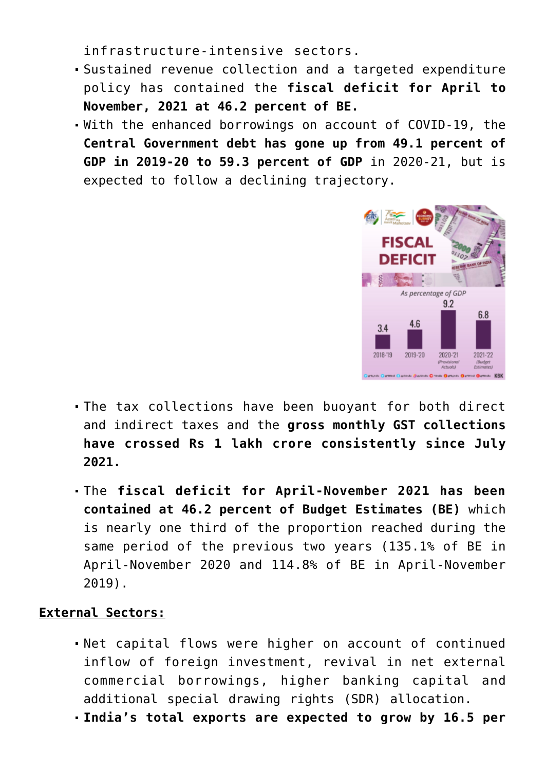infrastructure-intensive sectors.

- Sustained revenue collection and a targeted expenditure policy has contained the **fiscal deficit for April to November, 2021 at 46.2 percent of BE.**
- With the enhanced borrowings on account of COVID-19, the **Central Government debt has gone up from 49.1 percent of GDP in 2019-20 to 59.3 percent of GDP** in 2020-21, but is expected to follow a declining trajectory.

- The tax collections have been buoyant for both direct and indirect taxes and the **gross monthly GST collections have crossed Rs 1 lakh crore consistently since July 2021.**

- The **fiscal deficit for April-November 2021 has been contained at 46.2 percent of Budget Estimates (BE)** which is nearly one third of the proportion reached during the same period of the previous two years (135.1% of BE in April-November 2020 and 114.8% of BE in April-November 2019).

**External Sectors:**

- Net capital flows were higher on account of continued inflow of foreign investment, revival in net external commercial borrowings, higher banking capital and additional special drawing rights (SDR) allocation.
- **India's total exports are expected to grow by 16.5 per**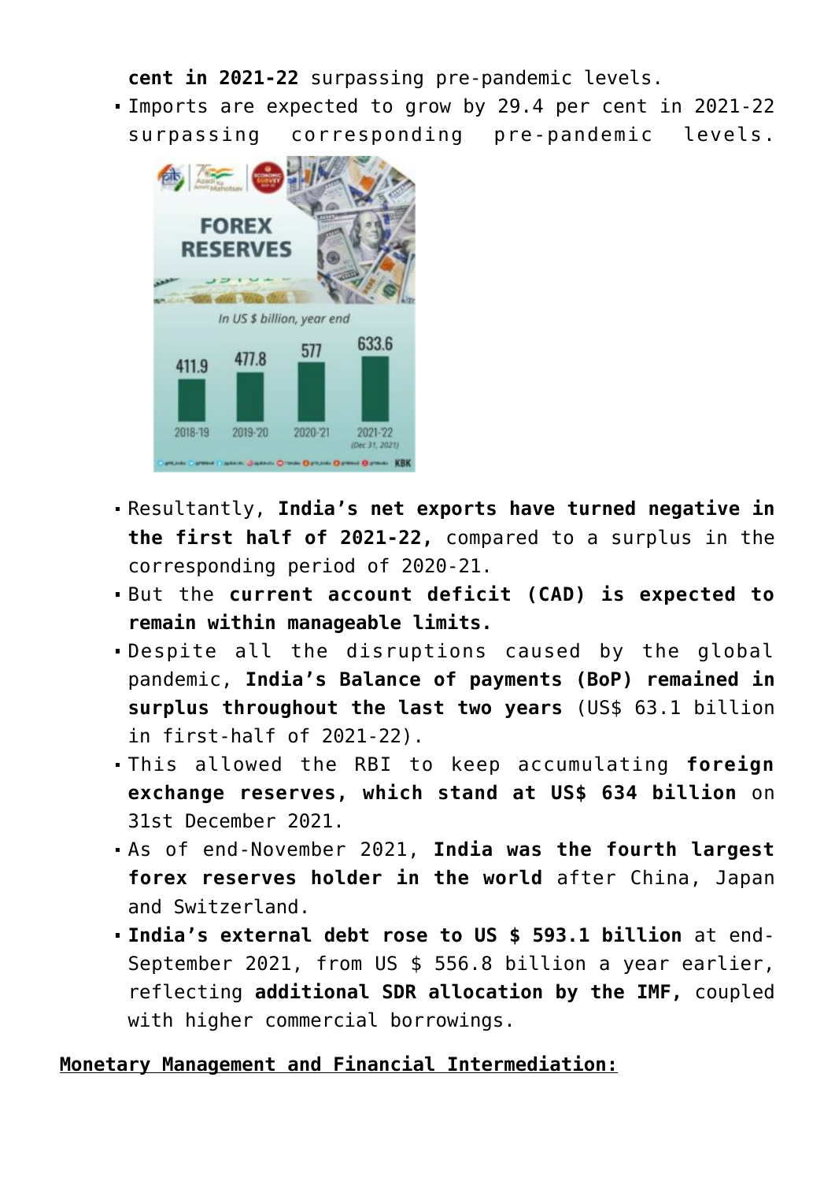**cent in 2021-22** surpassing pre-pandemic levels.

- Imports are expected to grow by 29.4 per cent in 2021-22 surpassing corresponding pre-pandemic levels.
- Resultantly, **India's net exports have turned negative in the first half of 2021-22,** compared to a surplus in the corresponding period of 2020-21.
- But the **current account deficit (CAD) is expected to remain within manageable limits.**
- Despite all the disruptions caused by the global pandemic, **India's Balance of payments (BoP) remained in surplus throughout the last two years** (US$ 63.1 billion in first-half of 2021-22).
- This allowed the RBI to keep accumulating **foreign exchange reserves, which stand at US$ 634 billion** on 31st December 2021.
- As of end-November 2021, **India was the fourth largest forex reserves holder in the world** after China, Japan and Switzerland.
- **India's external debt rose to US $ 593.1 billion** at end-September 2021, from US $ 556.8 billion a year earlier, reflecting **additional SDR allocation by the IMF,** coupled with higher commercial borrowings.

**Monetary Management and Financial Intermediation:**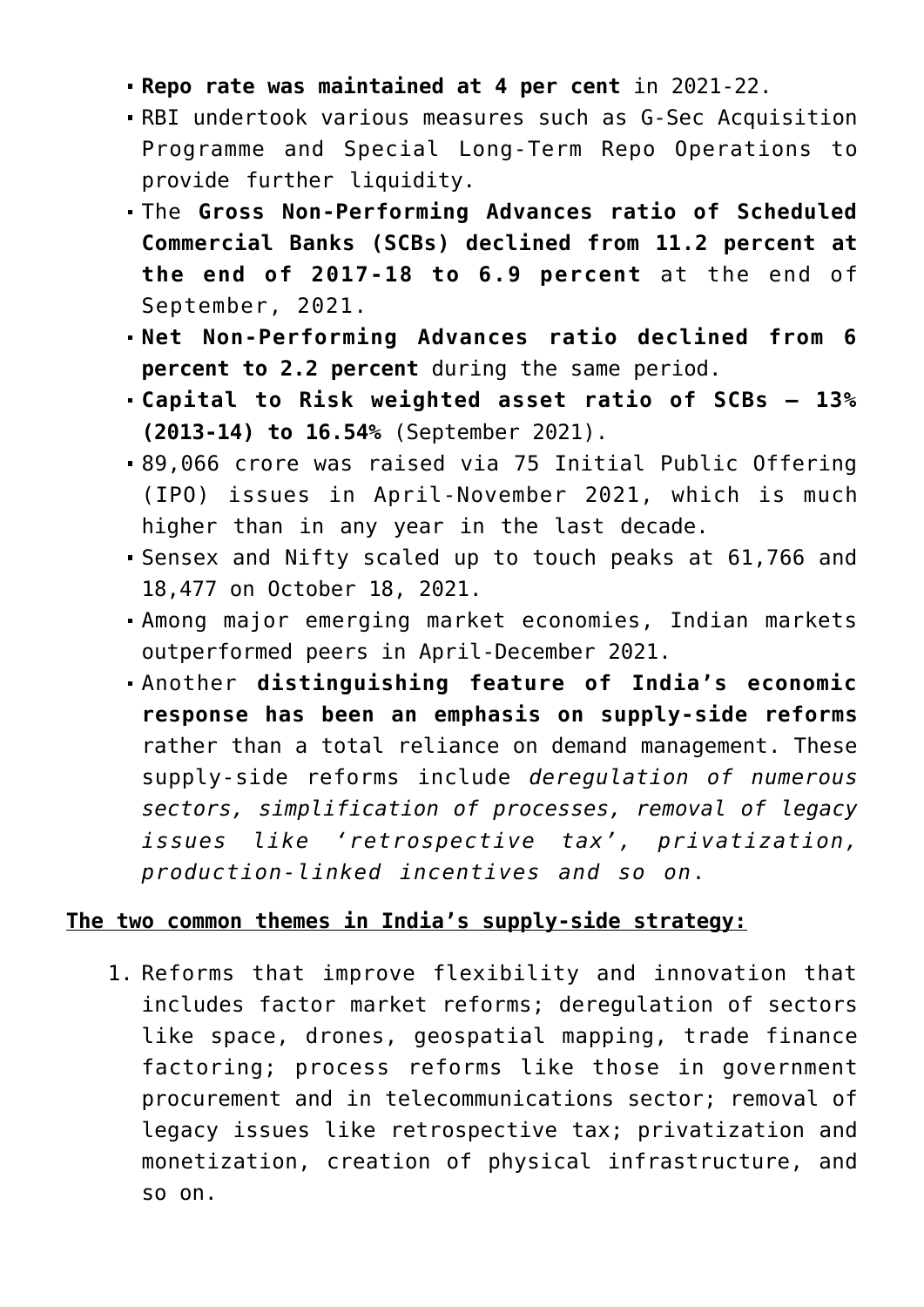- **Repo rate was maintained at 4 per cent** in 2021-22.
- RBI undertook various measures such as G-Sec Acquisition Programme and Special Long-Term Repo Operations to provide further liquidity.
- The **Gross Non-Performing Advances ratio of Scheduled Commercial Banks (SCBs) declined from 11.2 percent at the end of 2017-18 to 6.9 percent** at the end of September, 2021.
- **Net Non-Performing Advances ratio declined from 6 percent to 2.2 percent** during the same period.
- **Capital to Risk weighted asset ratio of SCBs – 13% (2013-14) to 16.54%** (September 2021).
- 89,066 crore was raised via 75 Initial Public Offering (IPO) issues in April-November 2021, which is much higher than in any year in the last decade.
- Sensex and Nifty scaled up to touch peaks at 61,766 and 18,477 on October 18, 2021.
- Among major emerging market economies, Indian markets outperformed peers in April-December 2021.
- Another **distinguishing feature of India's economic response has been an emphasis on supply-side reforms** rather than a total reliance on demand management. These supply-side reforms include *deregulation of numerous sectors, simplification of processes, removal of legacy issues like 'retrospective tax', privatization, production-linked incentives and so on*.

**<u>The two common themes in India's supply-side strategy:</u>**

1. Reforms that improve flexibility and innovation that includes factor market reforms; deregulation of sectors like space, drones, geospatial mapping, trade finance factoring; process reforms like those in government procurement and in telecommunications sector; removal of legacy issues like retrospective tax; privatization and monetization, creation of physical infrastructure, and so on.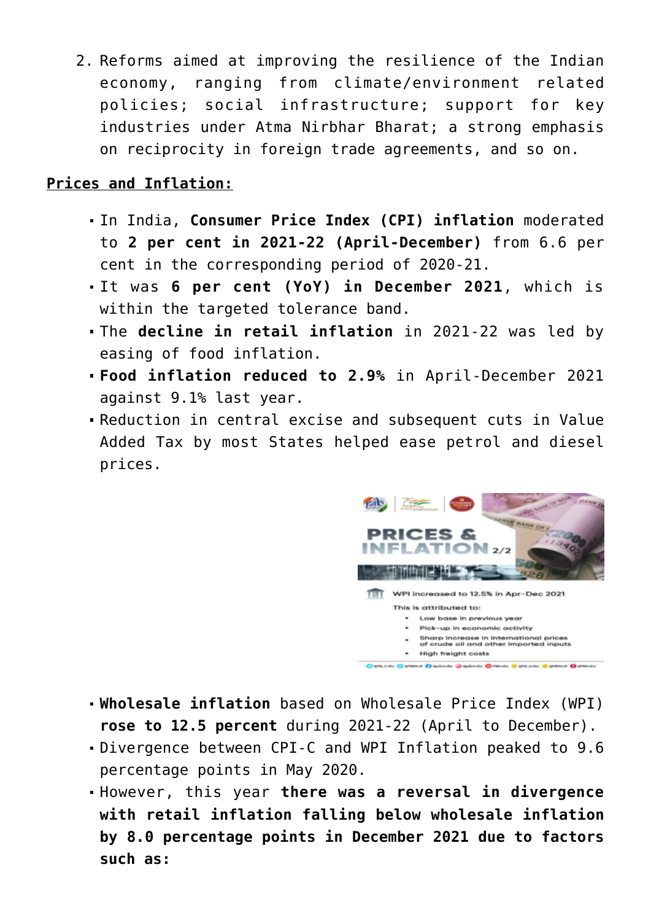2. Reforms aimed at improving the resilience of the Indian economy, ranging from climate/environment related policies; social infrastructure; support for key industries under Atma Nirbhar Bharat; a strong emphasis on reciprocity in foreign trade agreements, and so on.

**Prices and Inflation:**

- In India, **Consumer Price Index (CPI) inflation** moderated to **2 per cent in 2021-22 (April-December)** from 6.6 per cent in the corresponding period of 2020-21.
- It was **6 per cent (YoY) in December 2021**, which is within the targeted tolerance band.
- The **decline in retail inflation** in 2021-22 was led by easing of food inflation.
- **Food inflation reduced to 2.9%** in April-December 2021 against 9.1% last year.
- Reduction in central excise and subsequent cuts in Value Added Tax by most States helped ease petrol and diesel prices.

- **Wholesale inflation** based on Wholesale Price Index (WPI) **rose to 12.5 percent** during 2021-22 (April to December).
- Divergence between CPI-C and WPI Inflation peaked to 9.6 percentage points in May 2020.
- However, this year **there was a reversal in divergence with retail inflation falling below wholesale inflation by 8.0 percentage points in December 2021 due to factors such as:**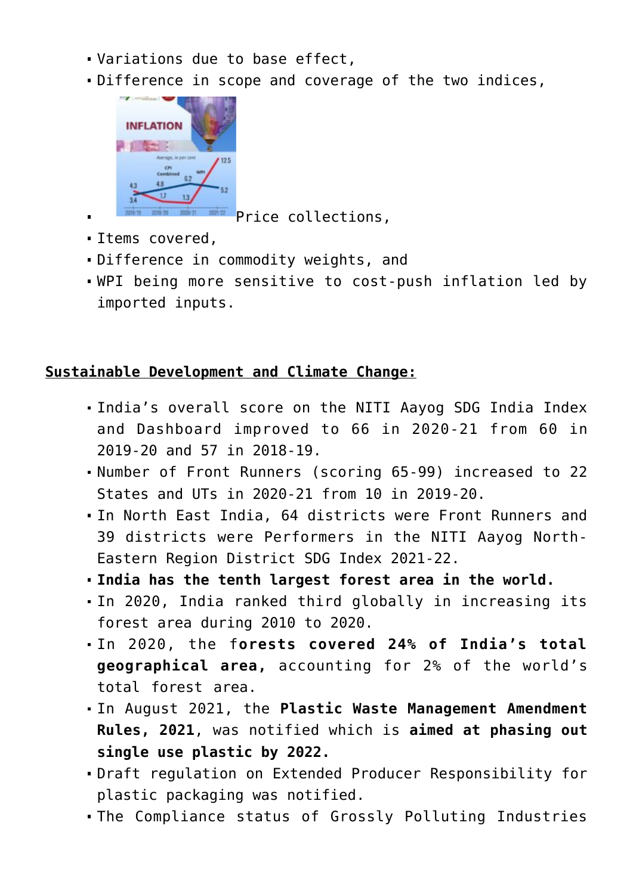- Variations due to base effect,
- Difference in scope and coverage of the two indices,
- Price collections,
- Items covered,
- Difference in commodity weights, and
- WPI being more sensitive to cost-push inflation led by imported inputs.

**Sustainable Development and Climate Change:**

- India's overall score on the NITI Aayog SDG India Index and Dashboard improved to 66 in 2020-21 from 60 in 2019-20 and 57 in 2018-19.
- Number of Front Runners (scoring 65-99) increased to 22 States and UTs in 2020-21 from 10 in 2019-20.
- In North East India, 64 districts were Front Runners and 39 districts were Performers in the NITI Aayog North-Eastern Region District SDG Index 2021-22.
- **India has the tenth largest forest area in the world.**
- In 2020, India ranked third globally in increasing its forest area during 2010 to 2020.
- In 2020, the f**orests covered 24% of India's total geographical area,** accounting for 2% of the world's total forest area.
- In August 2021, the **Plastic Waste Management Amendment Rules, 2021**, was notified which is **aimed at phasing out single use plastic by 2022.**
- Draft regulation on Extended Producer Responsibility for plastic packaging was notified.
- The Compliance status of Grossly Polluting Industries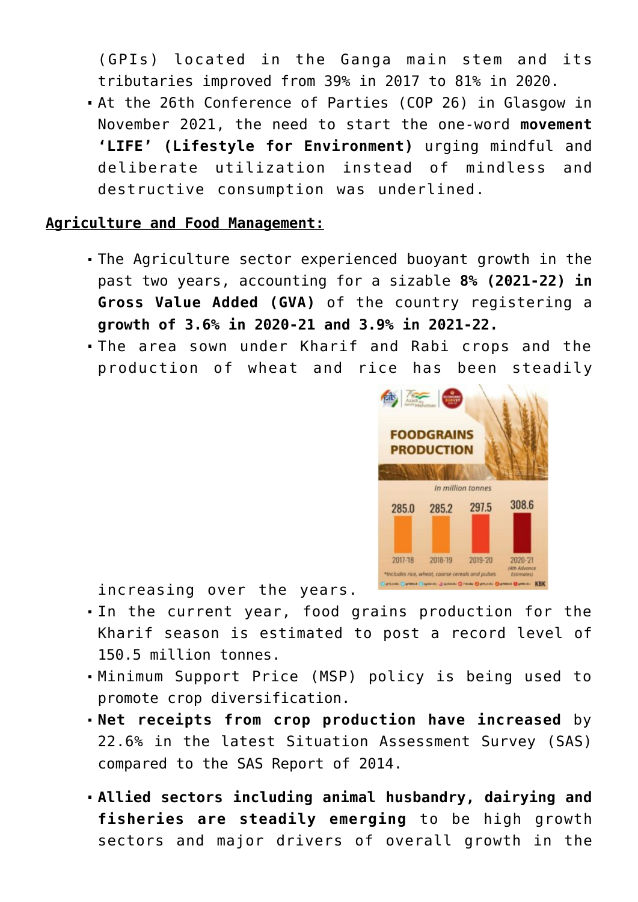(GPIs) located in the Ganga main stem and its tributaries improved from 39% in 2017 to 81% in 2020.

- At the 26th Conference of Parties (COP 26) in Glasgow in November 2021, the need to start the one-word **movement 'LIFE' (Lifestyle for Environment)** urging mindful and deliberate utilization instead of mindless and destructive consumption was underlined.

**Agriculture and Food Management:**

- The Agriculture sector experienced buoyant growth in the past two years, accounting for a sizable **8% (2021-22) in Gross Value Added (GVA)** of the country registering a **growth of 3.6% in 2020-21 and 3.9% in 2021-22.**
- The area sown under Kharif and Rabi crops and the production of wheat and rice has been steadily increasing over the years.
- In the current year, food grains production for the Kharif season is estimated to post a record level of 150.5 million tonnes.
- Minimum Support Price (MSP) policy is being used to promote crop diversification.
- **Net receipts from crop production have increased** by 22.6% in the latest Situation Assessment Survey (SAS) compared to the SAS Report of 2014.
- **Allied sectors including animal husbandry, dairying and fisheries are steadily emerging** to be high growth sectors and major drivers of overall growth in the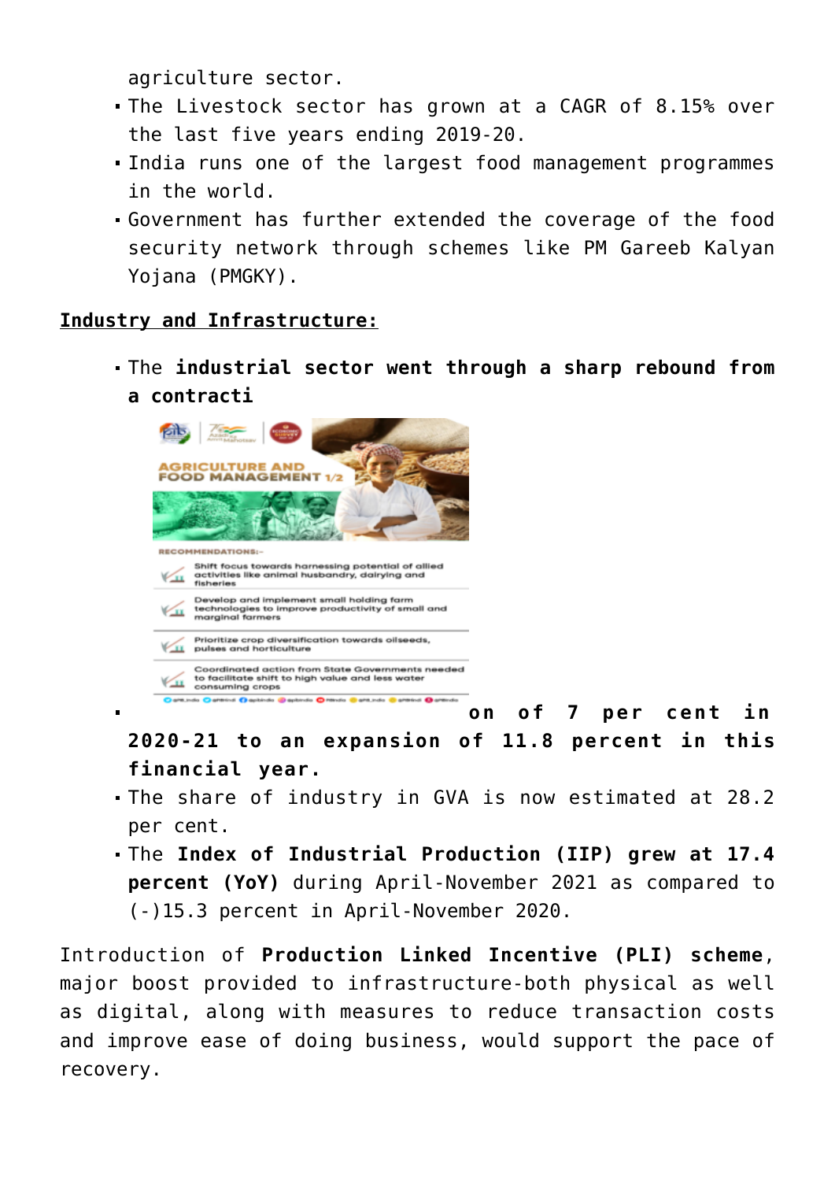agriculture sector.

- The Livestock sector has grown at a CAGR of 8.15% over the last five years ending 2019-20.
- India runs one of the largest food management programmes in the world.
- Government has further extended the coverage of the food security network through schemes like PM Gareeb Kalyan Yojana (PMGKY).

**Industry and Infrastructure:**

- The **industrial sector went through a sharp rebound from a contraction of 7 per cent in 2020-21 to an expansion of 11.8 percent in this financial year.**
- The share of industry in GVA is now estimated at 28.2 per cent.
- The **Index of Industrial Production (IIP) grew at 17.4 percent (YoY)** during April-November 2021 as compared to (-)15.3 percent in April-November 2020.

Introduction of **Production Linked Incentive (PLI) scheme**, major boost provided to infrastructure-both physical as well as digital, along with measures to reduce transaction costs and improve ease of doing business, would support the pace of recovery.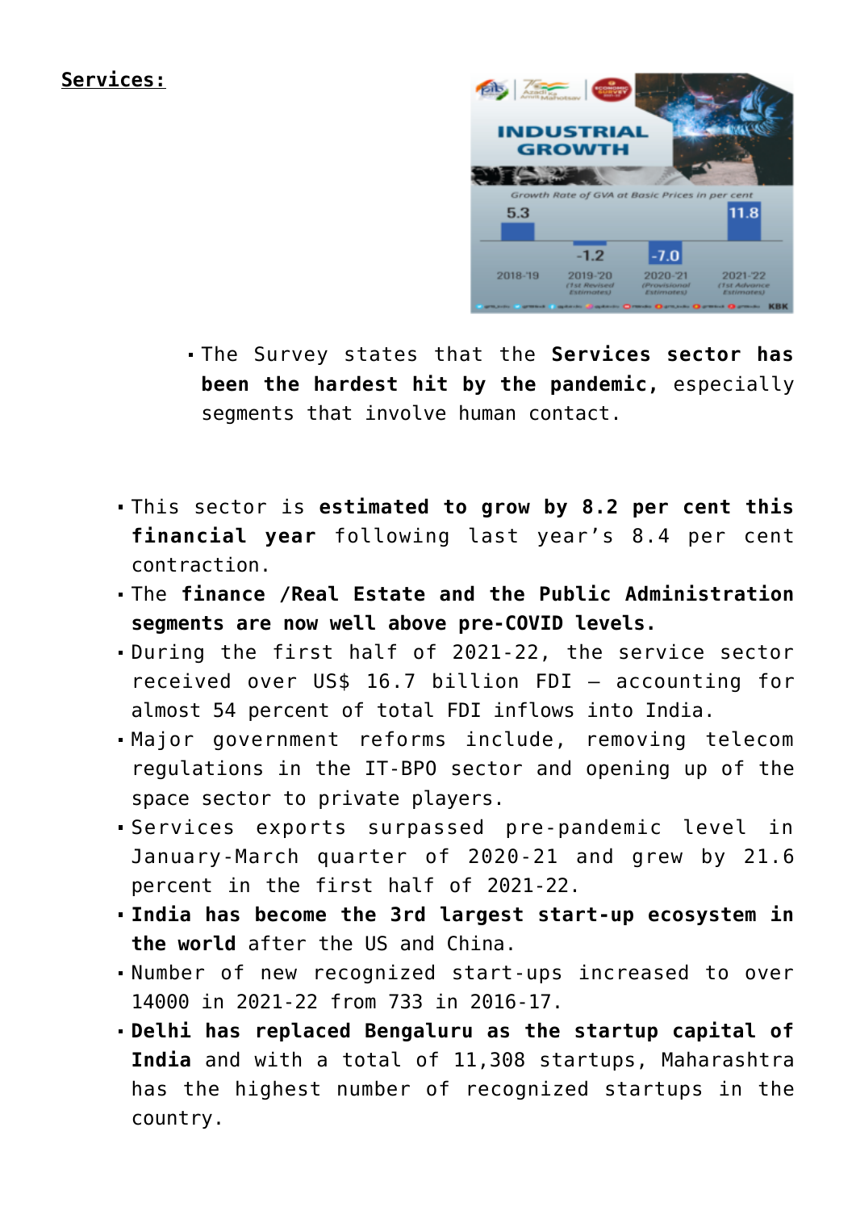**Services:**

- The Survey states that the **Services sector has been the hardest hit by the pandemic,** especially segments that involve human contact.

- This sector is **estimated to grow by 8.2 per cent this financial year** following last year's 8.4 per cent contraction.
- The **finance /Real Estate and the Public Administration segments are now well above pre-COVID levels.**
- During the first half of 2021-22, the service sector received over US$ 16.7 billion FDI – accounting for almost 54 percent of total FDI inflows into India.
- Major government reforms include, removing telecom regulations in the IT-BPO sector and opening up of the space sector to private players.
- Services exports surpassed pre-pandemic level in January-March quarter of 2020-21 and grew by 21.6 percent in the first half of 2021-22.
- **India has become the 3rd largest start-up ecosystem in the world** after the US and China.
- Number of new recognized start-ups increased to over 14000 in 2021-22 from 733 in 2016-17.
- **Delhi has replaced Bengaluru as the startup capital of India** and with a total of 11,308 startups, Maharashtra has the highest number of recognized startups in the country.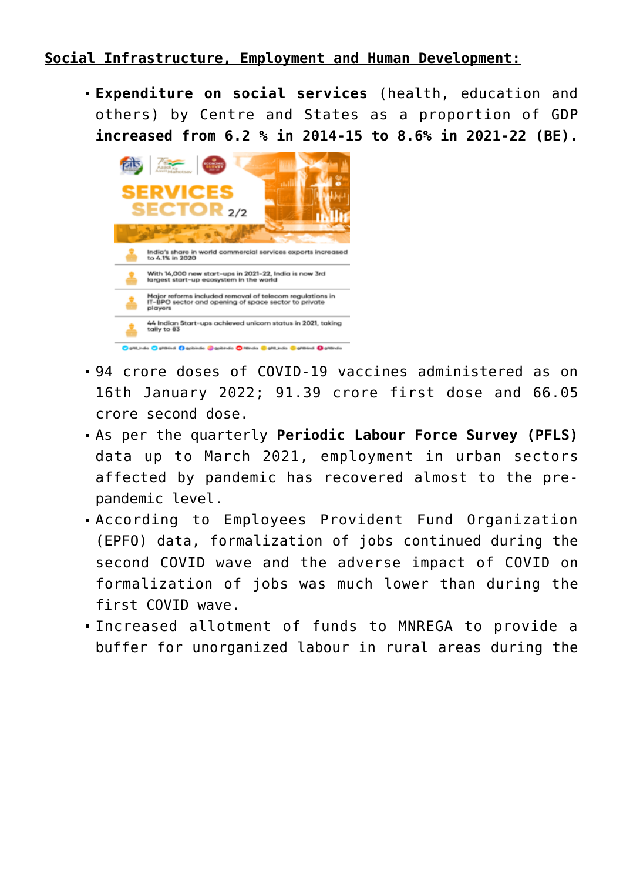**Social Infrastructure, Employment and Human Development:**

- **Expenditure on social services** (health, education and others) by Centre and States as a proportion of GDP **increased from 6.2 % in 2014-15 to 8.6% in 2021-22 (BE).**
- 94 crore doses of COVID-19 vaccines administered as on 16th January 2022; 91.39 crore first dose and 66.05 crore second dose.
- As per the quarterly **Periodic Labour Force Survey (PFLS)** data up to March 2021, employment in urban sectors affected by pandemic has recovered almost to the pre-pandemic level.
- According to Employees Provident Fund Organization (EPFO) data, formalization of jobs continued during the second COVID wave and the adverse impact of COVID on formalization of jobs was much lower than during the first COVID wave.
- Increased allotment of funds to MNREGA to provide a buffer for unorganized labour in rural areas during the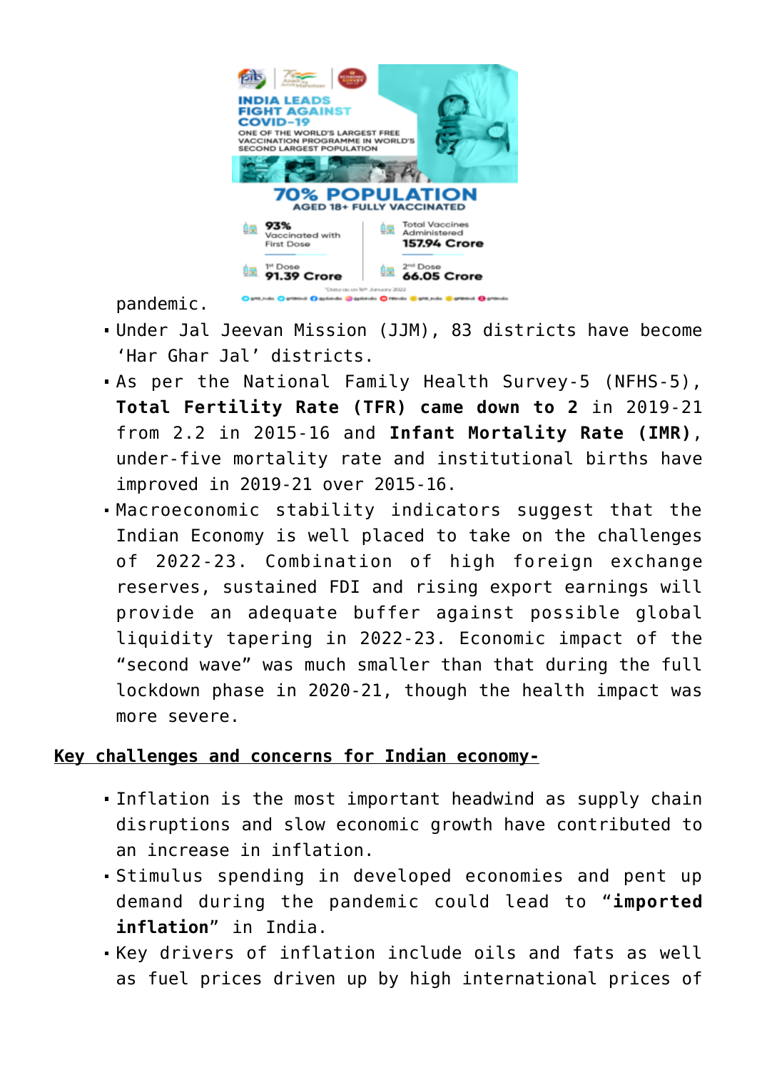pandemic.

- Under Jal Jeevan Mission (JJM), 83 districts have become 'Har Ghar Jal' districts.
- As per the National Family Health Survey-5 (NFHS-5), **Total Fertility Rate (TFR) came down to 2** in 2019-21 from 2.2 in 2015-16 and **Infant Mortality Rate (IMR)**, under-five mortality rate and institutional births have improved in 2019-21 over 2015-16.
- Macroeconomic stability indicators suggest that the Indian Economy is well placed to take on the challenges of 2022-23. Combination of high foreign exchange reserves, sustained FDI and rising export earnings will provide an adequate buffer against possible global liquidity tapering in 2022-23. Economic impact of the "second wave" was much smaller than that during the full lockdown phase in 2020-21, though the health impact was more severe.

**Key challenges and concerns for Indian economy-**

- Inflation is the most important headwind as supply chain disruptions and slow economic growth have contributed to an increase in inflation.
- Stimulus spending in developed economies and pent up demand during the pandemic could lead to "**imported inflation**" in India.
- Key drivers of inflation include oils and fats as well as fuel prices driven up by high international prices of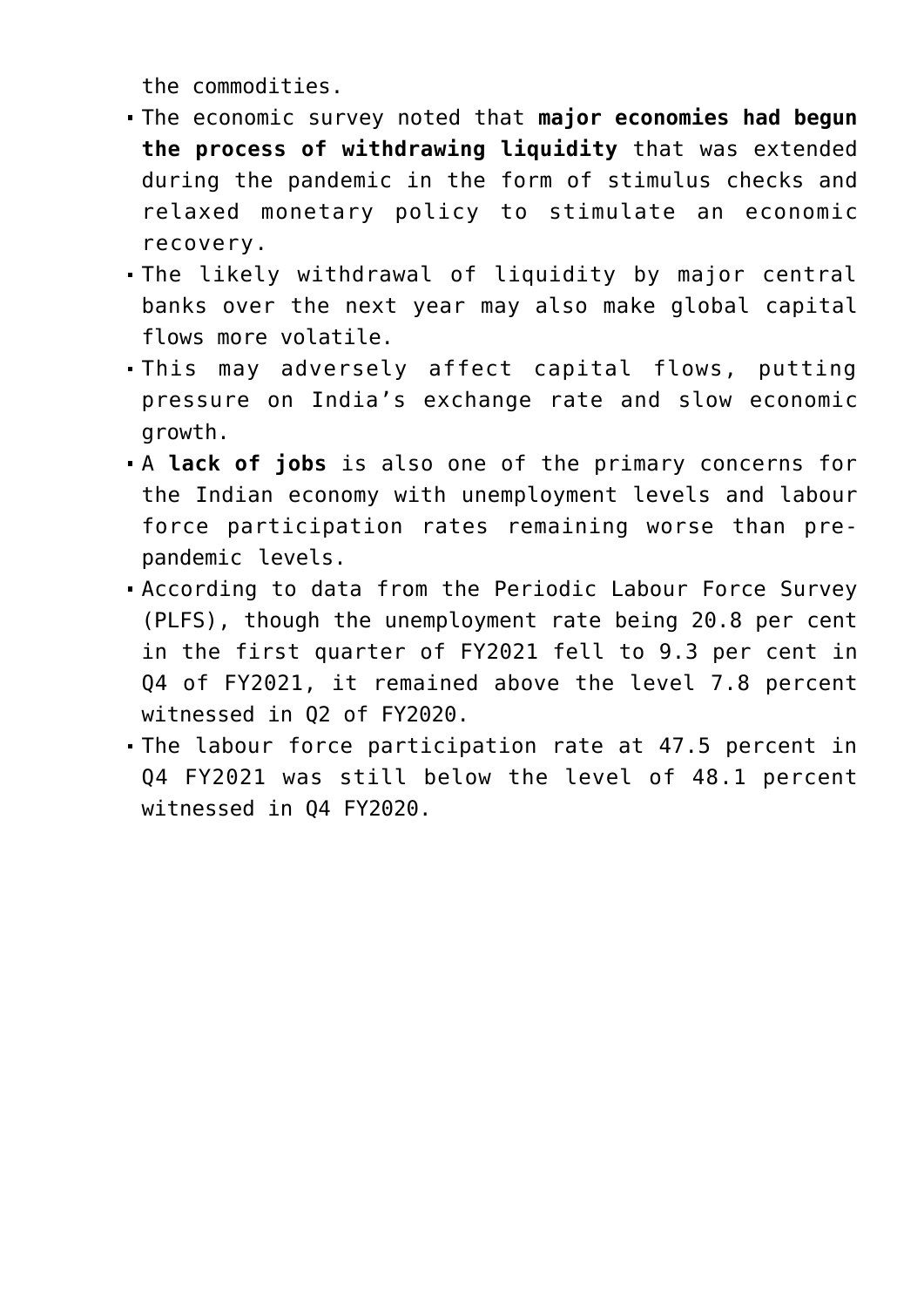the commodities.

- The economic survey noted that **major economies had begun the process of withdrawing liquidity** that was extended during the pandemic in the form of stimulus checks and relaxed monetary policy to stimulate an economic recovery.
- The likely withdrawal of liquidity by major central banks over the next year may also make global capital flows more volatile.
- This may adversely affect capital flows, putting pressure on India's exchange rate and slow economic growth.
- A **lack of jobs** is also one of the primary concerns for the Indian economy with unemployment levels and labour force participation rates remaining worse than pre-pandemic levels.
- According to data from the Periodic Labour Force Survey (PLFS), though the unemployment rate being 20.8 per cent in the first quarter of FY2021 fell to 9.3 per cent in Q4 of FY2021, it remained above the level 7.8 percent witnessed in Q2 of FY2020.
- The labour force participation rate at 47.5 percent in Q4 FY2021 was still below the level of 48.1 percent witnessed in Q4 FY2020.